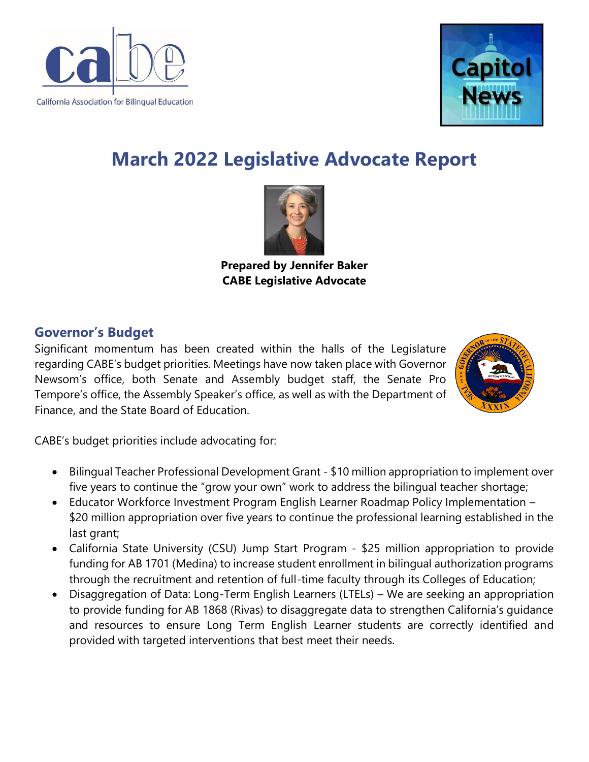California Association for Bilingual Education

# March 2022 Legislative Advocate Report

**Prepared by Jennifer Baker**
**CABE Legislative Advocate**

## Governor's Budget

Significant momentum has been created within the halls of the Legislature regarding CABE's budget priorities. Meetings have now taken place with Governor Newsom's office, both Senate and Assembly budget staff, the Senate Pro Tempore's office, the Assembly Speaker's office, as well as with the Department of Finance, and the State Board of Education.

CABE's budget priorities include advocating for:

- Bilingual Teacher Professional Development Grant - $10 million appropriation to implement over five years to continue the "grow your own" work to address the bilingual teacher shortage;
- Educator Workforce Investment Program English Learner Roadmap Policy Implementation – $20 million appropriation over five years to continue the professional learning established in the last grant;
- California State University (CSU) Jump Start Program - $25 million appropriation to provide funding for AB 1701 (Medina) to increase student enrollment in bilingual authorization programs through the recruitment and retention of full-time faculty through its Colleges of Education;
- Disaggregation of Data: Long-Term English Learners (LTELs) – We are seeking an appropriation to provide funding for AB 1868 (Rivas) to disaggregate data to strengthen California's guidance and resources to ensure Long Term English Learner students are correctly identified and provided with targeted interventions that best meet their needs.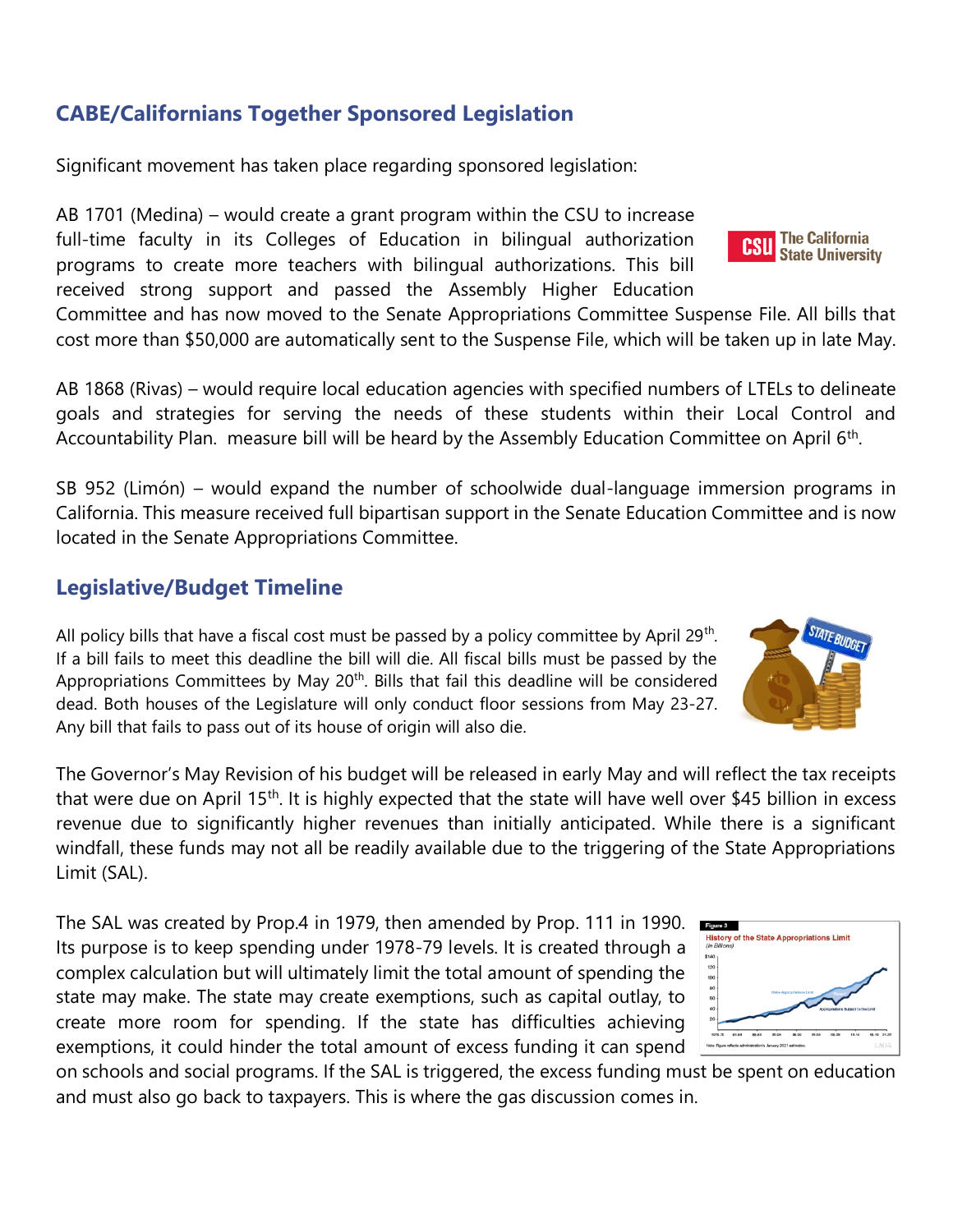## CABE/Californians Together Sponsored Legislation

Significant movement has taken place regarding sponsored legislation:

AB 1701 (Medina) – would create a grant program within the CSU to increase full-time faculty in its Colleges of Education in bilingual authorization programs to create more teachers with bilingual authorizations. This bill received strong support and passed the Assembly Higher Education Committee and has now moved to the Senate Appropriations Committee Suspense File. All bills that cost more than $50,000 are automatically sent to the Suspense File, which will be taken up in late May.

AB 1868 (Rivas) – would require local education agencies with specified numbers of LTELs to delineate goals and strategies for serving the needs of these students within their Local Control and Accountability Plan. measure bill will be heard by the Assembly Education Committee on April 6th.

SB 952 (Limón) – would expand the number of schoolwide dual-language immersion programs in California. This measure received full bipartisan support in the Senate Education Committee and is now located in the Senate Appropriations Committee.

## Legislative/Budget Timeline

All policy bills that have a fiscal cost must be passed by a policy committee by April 29th. If a bill fails to meet this deadline the bill will die. All fiscal bills must be passed by the Appropriations Committees by May 20th. Bills that fail this deadline will be considered dead. Both houses of the Legislature will only conduct floor sessions from May 23-27. Any bill that fails to pass out of its house of origin will also die.

The Governor's May Revision of his budget will be released in early May and will reflect the tax receipts that were due on April 15th. It is highly expected that the state will have well over $45 billion in excess revenue due to significantly higher revenues than initially anticipated. While there is a significant windfall, these funds may not all be readily available due to the triggering of the State Appropriations Limit (SAL).

The SAL was created by Prop.4 in 1979, then amended by Prop. 111 in 1990. Its purpose is to keep spending under 1978-79 levels. It is created through a complex calculation but will ultimately limit the total amount of spending the state may make. The state may create exemptions, such as capital outlay, to create more room for spending. If the state has difficulties achieving exemptions, it could hinder the total amount of excess funding it can spend on schools and social programs. If the SAL is triggered, the excess funding must be spent on education and must also go back to taxpayers. This is where the gas discussion comes in.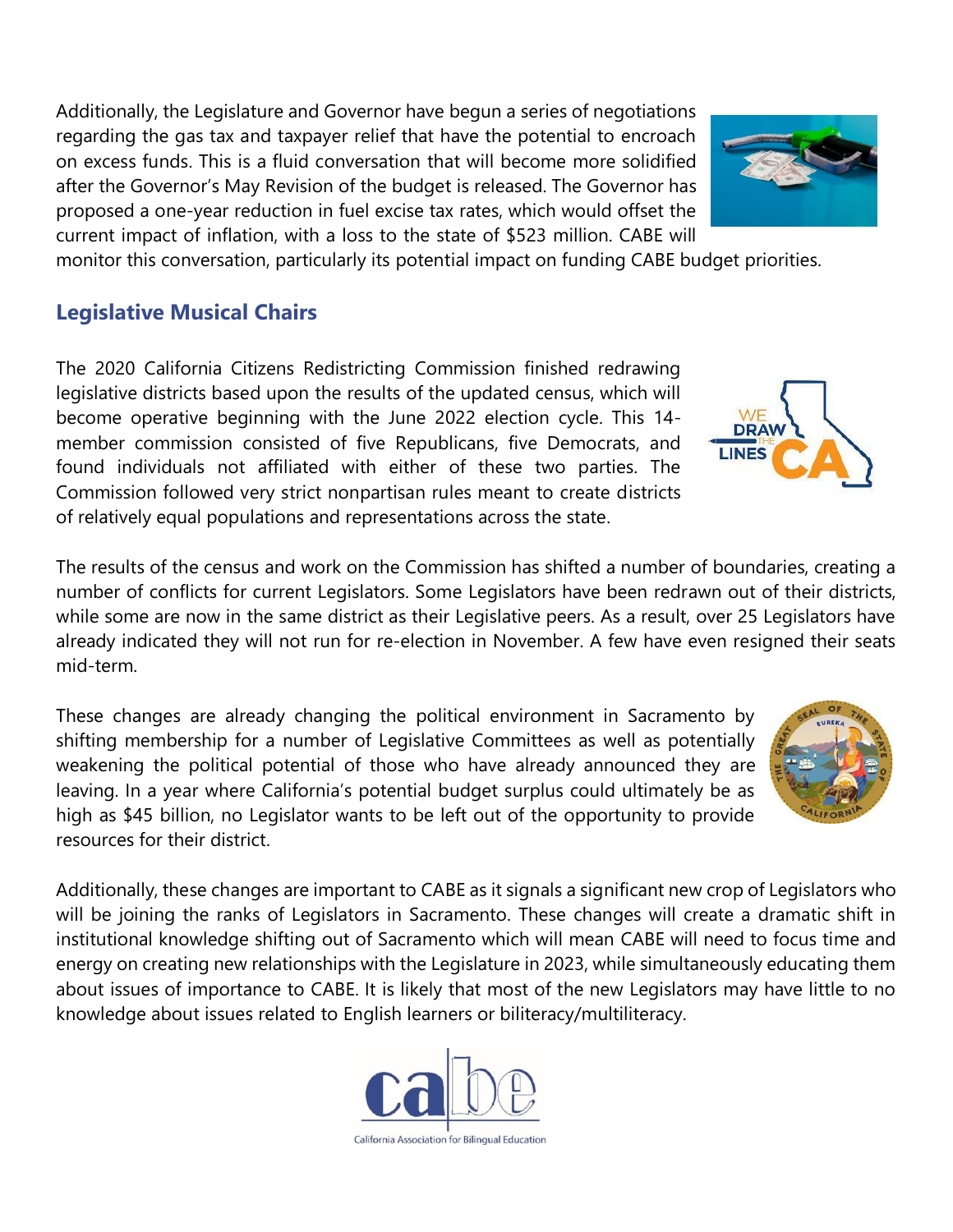Additionally, the Legislature and Governor have begun a series of negotiations regarding the gas tax and taxpayer relief that have the potential to encroach on excess funds. This is a fluid conversation that will become more solidified after the Governor's May Revision of the budget is released. The Governor has proposed a one-year reduction in fuel excise tax rates, which would offset the current impact of inflation, with a loss to the state of $523 million. CABE will monitor this conversation, particularly its potential impact on funding CABE budget priorities.

## Legislative Musical Chairs

The 2020 California Citizens Redistricting Commission finished redrawing legislative districts based upon the results of the updated census, which will become operative beginning with the June 2022 election cycle. This 14-member commission consisted of five Republicans, five Democrats, and found individuals not affiliated with either of these two parties. The Commission followed very strict nonpartisan rules meant to create districts of relatively equal populations and representations across the state.

The results of the census and work on the Commission has shifted a number of boundaries, creating a number of conflicts for current Legislators. Some Legislators have been redrawn out of their districts, while some are now in the same district as their Legislative peers. As a result, over 25 Legislators have already indicated they will not run for re-election in November. A few have even resigned their seats mid-term.

These changes are already changing the political environment in Sacramento by shifting membership for a number of Legislative Committees as well as potentially weakening the political potential of those who have already announced they are leaving. In a year where California's potential budget surplus could ultimately be as high as $45 billion, no Legislator wants to be left out of the opportunity to provide resources for their district.

Additionally, these changes are important to CABE as it signals a significant new crop of Legislators who will be joining the ranks of Legislators in Sacramento. These changes will create a dramatic shift in institutional knowledge shifting out of Sacramento which will mean CABE will need to focus time and energy on creating new relationships with the Legislature in 2023, while simultaneously educating them about issues of importance to CABE. It is likely that most of the new Legislators may have little to no knowledge about issues related to English learners or biliteracy/multiliteracy.

California Association for Bilingual Education